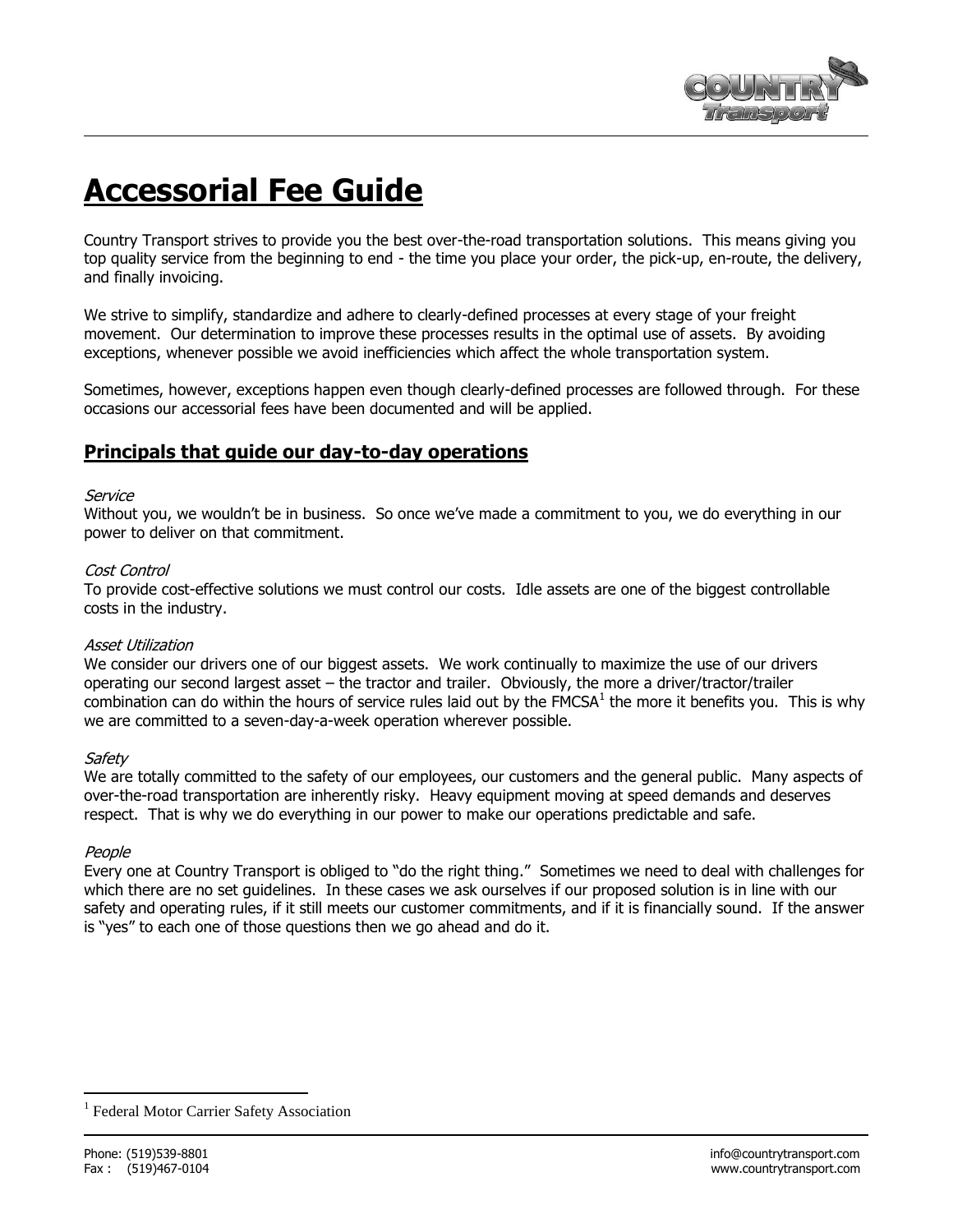# Accessorial Fee Guide

Country Transport strives to provide you the best over-the-road transportation solutions. This means giving you top quality service from the beginning to end - the time you place your order, the pick-up, en-route, the delivery, and finally invoicing.

We strive to simplify, standardize and adhere to clearly-defined processes at every stage of your freight movement. Our determination to improve these processes results in the optimal use of assets. By avoiding exceptions, whenever possible we avoid inefficiencies which affect the whole transportation system.

Sometimes, however, exceptions happen even though clearly-defined processes are followed through. For these occasions our accessorial fees have been documented and will be applied.

## Principals that guide our day-to-day operations

*Service*

Without you, we wouldn't be in business. So once we've made a commitment to you, we do everything in our power to deliver on that commitment.

*Cost Control*

To provide cost-effective solutions we must control our costs. Idle assets are one of the biggest controllable costs in the industry.

*Asset Utilization*

We consider our drivers one of our biggest assets. We work continually to maximize the use of our drivers operating our second largest asset – the tractor and trailer. Obviously, the more a driver/tractor/trailer combination can do within the hours of service rules laid out by the FMCSA[1] the more it benefits you. This is why we are committed to a seven-day-a-week operation wherever possible.

*Safety*

We are totally committed to the safety of our employees, our customers and the general public. Many aspects of over-the-road transportation are inherently risky. Heavy equipment moving at speed demands and deserves respect. That is why we do everything in our power to make our operations predictable and safe.

*People*

Every one at Country Transport is obliged to "do the right thing." Sometimes we need to deal with challenges for which there are no set guidelines. In these cases we ask ourselves if our proposed solution is in line with our safety and operating rules, if it still meets our customer commitments, and if it is financially sound. If the answer is "yes" to each one of those questions then we go ahead and do it.

[1] Federal Motor Carrier Safety Association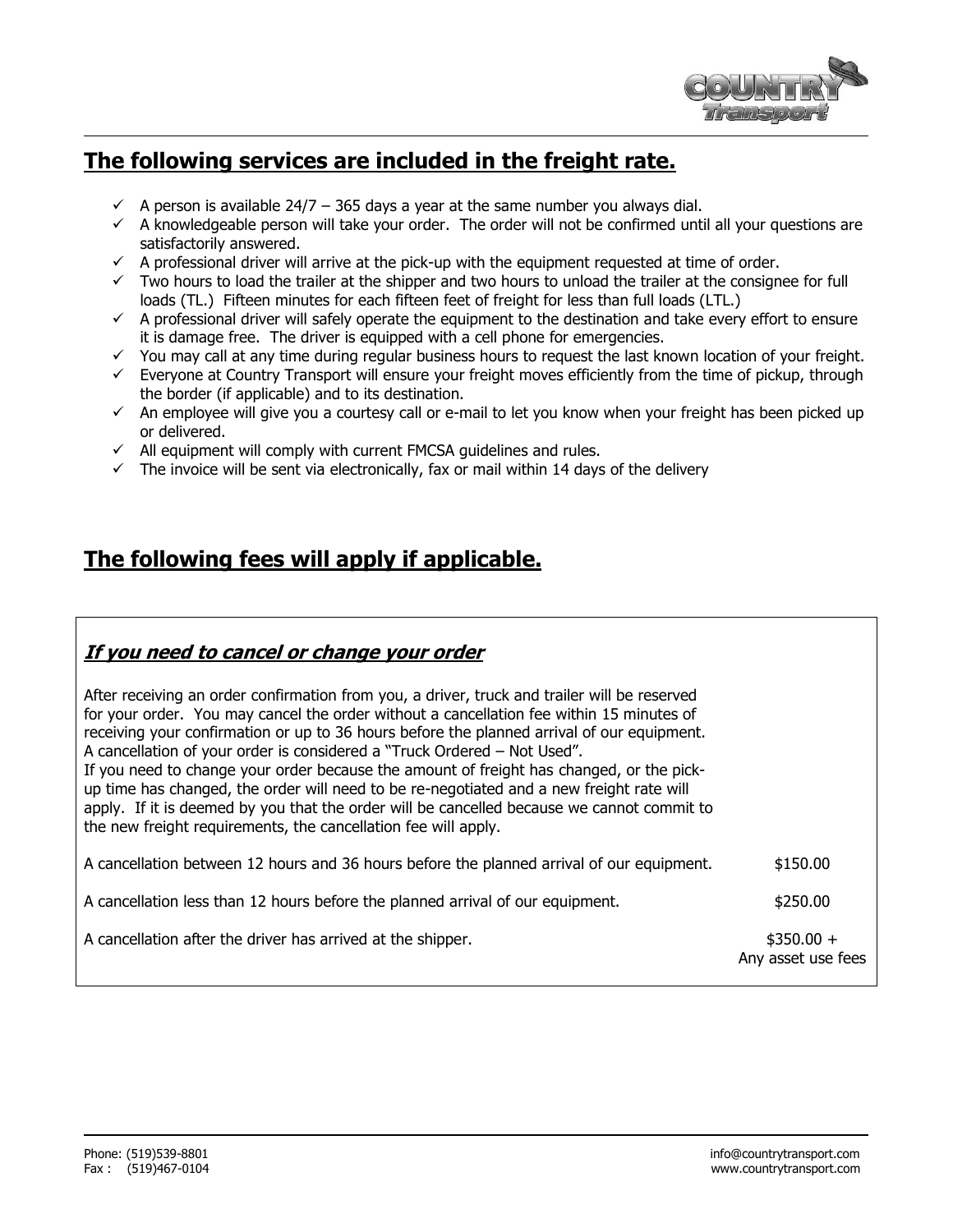## The following services are included in the freight rate.

- ✓ A person is available 24/7 – 365 days a year at the same number you always dial.
- ✓ A knowledgeable person will take your order. The order will not be confirmed until all your questions are satisfactorily answered.
- ✓ A professional driver will arrive at the pick-up with the equipment requested at time of order.
- ✓ Two hours to load the trailer at the shipper and two hours to unload the trailer at the consignee for full loads (TL.) Fifteen minutes for each fifteen feet of freight for less than full loads (LTL.)
- ✓ A professional driver will safely operate the equipment to the destination and take every effort to ensure it is damage free. The driver is equipped with a cell phone for emergencies.
- ✓ You may call at any time during regular business hours to request the last known location of your freight.
- ✓ Everyone at Country Transport will ensure your freight moves efficiently from the time of pickup, through the border (if applicable) and to its destination.
- ✓ An employee will give you a courtesy call or e-mail to let you know when your freight has been picked up or delivered.
- ✓ All equipment will comply with current FMCSA guidelines and rules.
- ✓ The invoice will be sent via electronically, fax or mail within 14 days of the delivery

## The following fees will apply if applicable.

### *If you need to cancel or change your order*

After receiving an order confirmation from you, a driver, truck and trailer will be reserved for your order. You may cancel the order without a cancellation fee within 15 minutes of receiving your confirmation or up to 36 hours before the planned arrival of our equipment. A cancellation of your order is considered a "Truck Ordered – Not Used".
If you need to change your order because the amount of freight has changed, or the pick-up time has changed, the order will need to be re-negotiated and a new freight rate will apply. If it is deemed by you that the order will be cancelled because we cannot commit to the new freight requirements, the cancellation fee will apply.

| | |
|---|---|
| A cancellation between 12 hours and 36 hours before the planned arrival of our equipment. | $150.00 |
| A cancellation less than 12 hours before the planned arrival of our equipment. | $250.00 |
| A cancellation after the driver has arrived at the shipper. | $350.00 + Any asset use fees |

Phone: (519)539-8801
Fax : (519)467-0104

info@countrytransport.com
www.countrytransport.com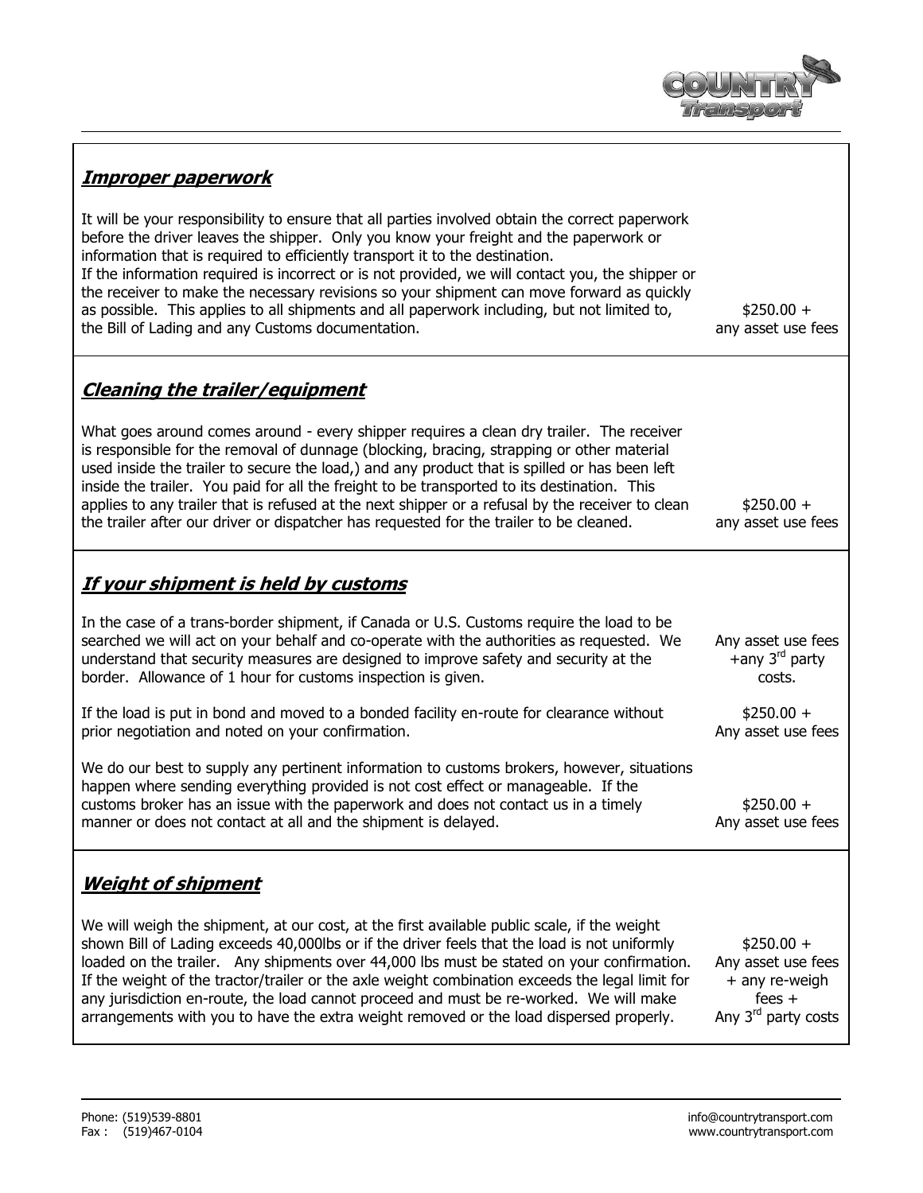### ***Improper paperwork***

It will be your responsibility to ensure that all parties involved obtain the correct paperwork before the driver leaves the shipper. Only you know your freight and the paperwork or information that is required to efficiently transport it to the destination.
If the information required is incorrect or is not provided, we will contact you, the shipper or the receiver to make the necessary revisions so your shipment can move forward as quickly as possible. This applies to all shipments and all paperwork including, but not limited to, the Bill of Lading and any Customs documentation.

$250.00 + any asset use fees

### ***Cleaning the trailer/equipment***

What goes around comes around - every shipper requires a clean dry trailer. The receiver is responsible for the removal of dunnage (blocking, bracing, strapping or other material used inside the trailer to secure the load,) and any product that is spilled or has been left inside the trailer. You paid for all the freight to be transported to its destination. This applies to any trailer that is refused at the next shipper or a refusal by the receiver to clean the trailer after our driver or dispatcher has requested for the trailer to be cleaned.

$250.00 + any asset use fees

### ***If your shipment is held by customs***

In the case of a trans-border shipment, if Canada or U.S. Customs require the load to be searched we will act on your behalf and co-operate with the authorities as requested. We understand that security measures are designed to improve safety and security at the border. Allowance of 1 hour for customs inspection is given.

Any asset use fees +any 3rd party costs.

If the load is put in bond and moved to a bonded facility en-route for clearance without prior negotiation and noted on your confirmation.

$250.00 + Any asset use fees

We do our best to supply any pertinent information to customs brokers, however, situations happen where sending everything provided is not cost effect or manageable. If the customs broker has an issue with the paperwork and does not contact us in a timely manner or does not contact at all and the shipment is delayed.

$250.00 + Any asset use fees

### ***Weight of shipment***

We will weigh the shipment, at our cost, at the first available public scale, if the weight shown Bill of Lading exceeds 40,000lbs or if the driver feels that the load is not uniformly loaded on the trailer. Any shipments over 44,000 lbs must be stated on your confirmation. If the weight of the tractor/trailer or the axle weight combination exceeds the legal limit for any jurisdiction en-route, the load cannot proceed and must be re-worked. We will make arrangements with you to have the extra weight removed or the load dispersed properly.

$250.00 + Any asset use fees + any re-weigh fees + Any 3rd party costs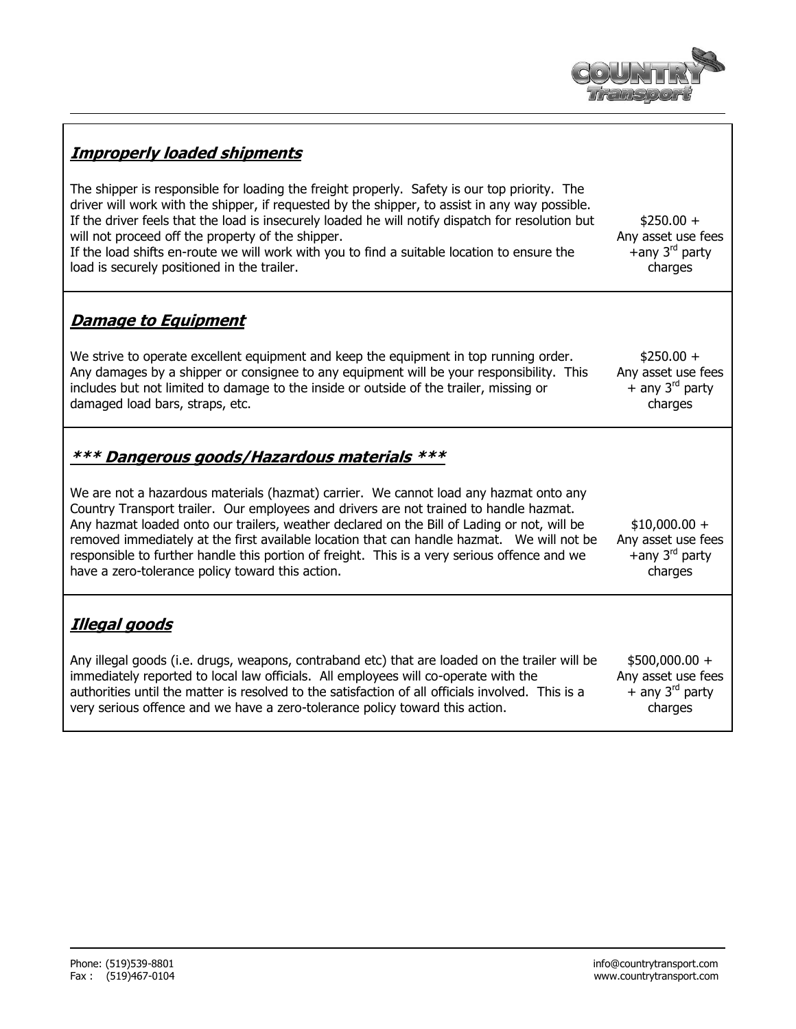### ***Improperly loaded shipments***

The shipper is responsible for loading the freight properly. Safety is our top priority. The driver will work with the shipper, if requested by the shipper, to assist in any way possible. If the driver feels that the load is insecurely loaded he will notify dispatch for resolution but will not proceed off the property of the shipper.
If the load shifts en-route we will work with you to find a suitable location to ensure the load is securely positioned in the trailer.

$250.00 +
Any asset use fees
+any 3rd party charges

### ***Damage to Equipment***

We strive to operate excellent equipment and keep the equipment in top running order. Any damages by a shipper or consignee to any equipment will be your responsibility. This includes but not limited to damage to the inside or outside of the trailer, missing or damaged load bars, straps, etc.

$250.00 +
Any asset use fees
+ any 3rd party charges

### ***\*\*\* Dangerous goods/Hazardous materials \*\*\****

We are not a hazardous materials (hazmat) carrier. We cannot load any hazmat onto any Country Transport trailer. Our employees and drivers are not trained to handle hazmat. Any hazmat loaded onto our trailers, weather declared on the Bill of Lading or not, will be removed immediately at the first available location that can handle hazmat. We will not be responsible to further handle this portion of freight. This is a very serious offence and we have a zero-tolerance policy toward this action.

$10,000.00 +
Any asset use fees
+any 3rd party charges

### ***Illegal goods***

Any illegal goods (i.e. drugs, weapons, contraband etc) that are loaded on the trailer will be immediately reported to local law officials. All employees will co-operate with the authorities until the matter is resolved to the satisfaction of all officials involved. This is a very serious offence and we have a zero-tolerance policy toward this action.

$500,000.00 +
Any asset use fees
+ any 3rd party charges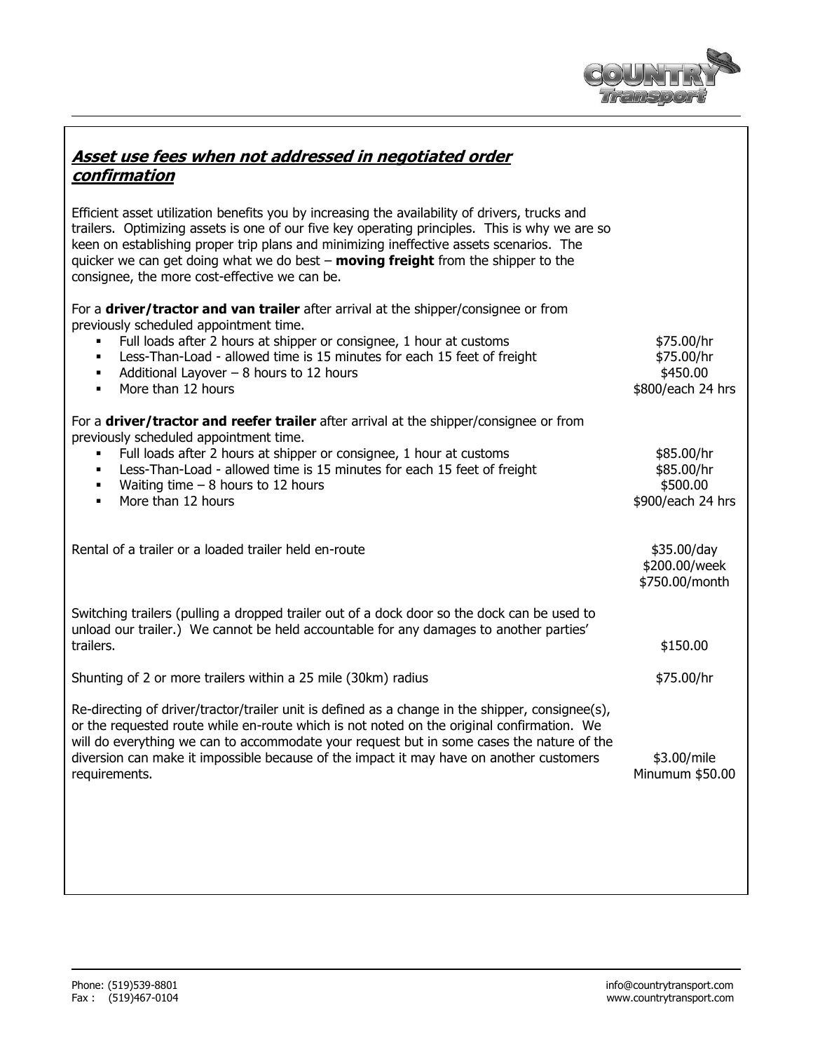## ***Asset use fees when not addressed in negotiated order confirmation***

Efficient asset utilization benefits you by increasing the availability of drivers, trucks and trailers. Optimizing assets is one of our five key operating principles. This is why we are so keen on establishing proper trip plans and minimizing ineffective assets scenarios. The quicker we can get doing what we do best – **moving freight** from the shipper to the consignee, the more cost-effective we can be.

For a **driver/tractor and van trailer** after arrival at the shipper/consignee or from previously scheduled appointment time.

| | |
|---|---|
| ▪ Full loads after 2 hours at shipper or consignee, 1 hour at customs | \$75.00/hr |
| ▪ Less-Than-Load - allowed time is 15 minutes for each 15 feet of freight | \$75.00/hr |
| ▪ Additional Layover – 8 hours to 12 hours | \$450.00 |
| ▪ More than 12 hours | \$800/each 24 hrs |

For a **driver/tractor and reefer trailer** after arrival at the shipper/consignee or from previously scheduled appointment time.

| | |
|---|---|
| ▪ Full loads after 2 hours at shipper or consignee, 1 hour at customs | \$85.00/hr |
| ▪ Less-Than-Load - allowed time is 15 minutes for each 15 feet of freight | \$85.00/hr |
| ▪ Waiting time – 8 hours to 12 hours | \$500.00 |
| ▪ More than 12 hours | \$900/each 24 hrs |

| | |
|---|---|
| Rental of a trailer or a loaded trailer held en-route | \$35.00/day<br>\$200.00/week<br>\$750.00/month |
| Switching trailers (pulling a dropped trailer out of a dock door so the dock can be used to unload our trailer.) We cannot be held accountable for any damages to another parties' trailers. | \$150.00 |
| Shunting of 2 or more trailers within a 25 mile (30km) radius | \$75.00/hr |
| Re-directing of driver/tractor/trailer unit is defined as a change in the shipper, consignee(s), or the requested route while en-route which is not noted on the original confirmation. We will do everything we can to accommodate your request but in some cases the nature of the diversion can make it impossible because of the impact it may have on another customers requirements. | \$3.00/mile<br>Minumum \$50.00 |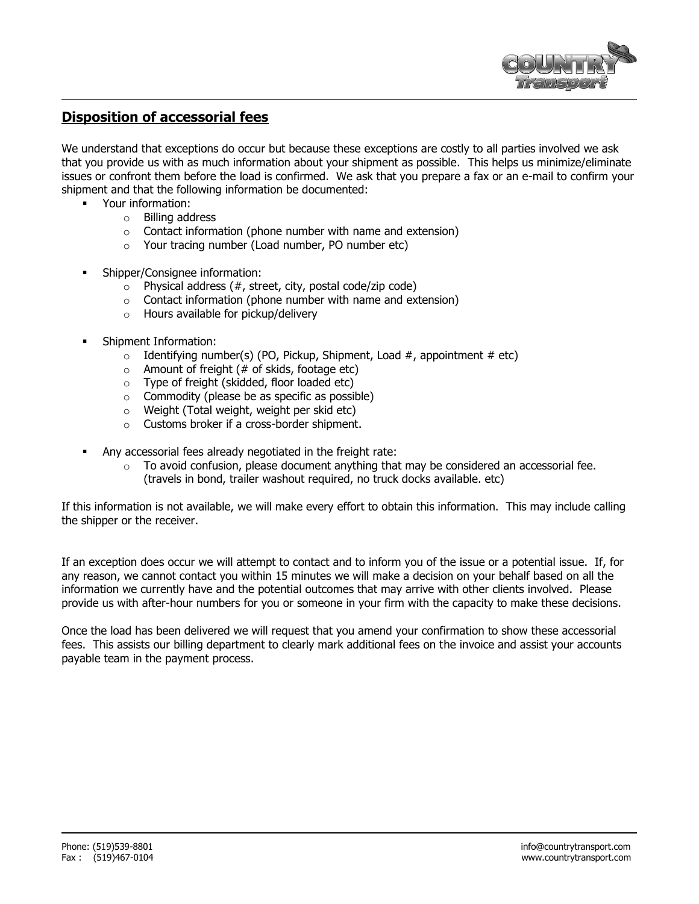## Disposition of accessorial fees

We understand that exceptions do occur but because these exceptions are costly to all parties involved we ask that you provide us with as much information about your shipment as possible. This helps us minimize/eliminate issues or confront them before the load is confirmed. We ask that you prepare a fax or an e-mail to confirm your shipment and that the following information be documented:

- Your information:
  - Billing address
  - Contact information (phone number with name and extension)
  - Your tracing number (Load number, PO number etc)

- Shipper/Consignee information:
  - Physical address (#, street, city, postal code/zip code)
  - Contact information (phone number with name and extension)
  - Hours available for pickup/delivery

- Shipment Information:
  - Identifying number(s) (PO, Pickup, Shipment, Load #, appointment # etc)
  - Amount of freight (# of skids, footage etc)
  - Type of freight (skidded, floor loaded etc)
  - Commodity (please be as specific as possible)
  - Weight (Total weight, weight per skid etc)
  - Customs broker if a cross-border shipment.

- Any accessorial fees already negotiated in the freight rate:
  - To avoid confusion, please document anything that may be considered an accessorial fee. (travels in bond, trailer washout required, no truck docks available. etc)

If this information is not available, we will make every effort to obtain this information. This may include calling the shipper or the receiver.

If an exception does occur we will attempt to contact and to inform you of the issue or a potential issue. If, for any reason, we cannot contact you within 15 minutes we will make a decision on your behalf based on all the information we currently have and the potential outcomes that may arrive with other clients involved. Please provide us with after-hour numbers for you or someone in your firm with the capacity to make these decisions.

Once the load has been delivered we will request that you amend your confirmation to show these accessorial fees. This assists our billing department to clearly mark additional fees on the invoice and assist your accounts payable team in the payment process.